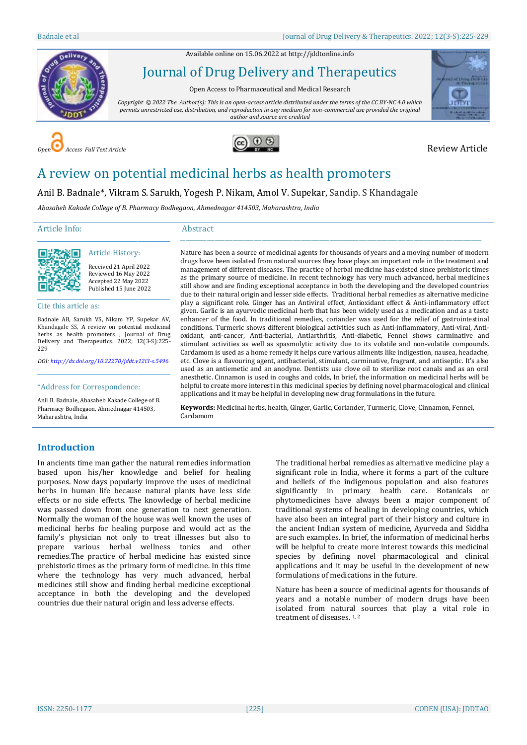Available online on 15.06.2022 at http://jddtonline.info

# Journal of Drug Delivery and Therapeutics

Open Access to Pharmaceutical and Medical Research

*Copyright © 2022 The Author(s): This is an open-access article distributed under the terms of the CC BY-NC 4.0 which permits unrestricted use, distribution, and reproduction in any medium for non-commercial use provided the original author and source are credited*

*Open Access Full Text Article*

Review Article

# A review on potential medicinal herbs as health promoters

Anil B. Badnale*, Vikram S. Sarukh, Yogesh P. Nikam, Amol V. Supekar, Sandip. S Khandagale

*Abasaheb Kakade College of B. Pharmacy Bodhegaon, Ahmednagar 414503, Maharashtra, India*

## Article Info:

### Article History:

Received 21 April 2022
Reviewed 16 May 2022
Accepted 22 May 2022
Published 15 June 2022

### Cite this article as:

Badnale AB, Sarukh VS, Nikam YP, Supekar AV, Khandagale SS, A review on potential medicinal herbs as health promoters , Journal of Drug Delivery and Therapeutics. 2022; 12(3-S):225-229

*DOI: http://dx.doi.org/10.22270/jddt.v12i3-s.5496*

### *Address for Correspondence:

Anil B. Badnale, Abasaheb Kakade College of B. Pharmacy Bodhegaon, Ahmednagar 414503, Maharashtra, India

## Abstract

Nature has been a source of medicinal agents for thousands of years and a moving number of modern drugs have been isolated from natural sources they have plays an important role in the treatment and management of different diseases. The practice of herbal medicine has existed since prehistoric times as the primary source of medicine. In recent technology has very much advanced, herbal medicines still show and are finding exceptional acceptance in both the developing and the developed countries due to their natural origin and lesser side effects. Traditional herbal remedies as alternative medicine play a significant role. Ginger has an Antiviral effect, Antioxidant effect & Anti-inflammatory effect given. Garlic is an ayurvedic medicinal herb that has been widely used as a medication and as a taste enhancer of the food. In traditional remedies, coriander was used for the relief of gastrointestinal conditions. Turmeric shows different biological activities such as Anti-inflammatory, Anti-viral, Anti-oxidant, anti-cancer, Anti-bacterial, Antiarthritis, Anti-diabetic, Fennel shows carminative and stimulant activities as well as spasmolytic activity due to its volatile and non-volatile compounds. Cardamom is used as a home remedy it helps cure various ailments like indigestion, nausea, headache, etc. Clove is a flavouring agent, antibacterial, stimulant, carminative, fragrant, and antiseptic. It's also used as an antiemetic and an anodyne. Dentists use clove oil to sterilize root canals and as an oral anesthetic. Cinnamon is used in coughs and colds, In brief, the information on medicinal herbs will be helpful to create more interest in this medicinal species by defining novel pharmacological and clinical applications and it may be helpful in developing new drug formulations in the future.

**Keywords:** Medicinal herbs, health, Ginger, Garlic, Coriander, Turmeric, Clove, Cinnamon, Fennel, Cardamom

## Introduction

In ancients time man gather the natural remedies information based upon his/her knowledge and belief for healing purposes. Now days popularly improve the uses of medicinal herbs in human life because natural plants have less side effects or no side effects. The knowledge of herbal medicine was passed down from one generation to next generation. Normally the woman of the house was well known the uses of medicinal herbs for healing purpose and would act as the family's physician not only to treat illnesses but also to prepare various herbal wellness tonics and other remedies.The practice of herbal medicine has existed since prehistoric times as the primary form of medicine. In this time where the technology has very much advanced, herbal medicines still show and finding herbal medicine exceptional acceptance in both the developing and the developed countries due their natural origin and less adverse effects.

The traditional herbal remedies as alternative medicine play a significant role in India, where it forms a part of the culture and beliefs of the indigenous population and also features significantly in primary health care. Botanicals or phytomedicines have always been a major component of traditional systems of healing in developing countries, which have also been an integral part of their history and culture in the ancient Indian system of medicine, Ayurveda and Siddha are such examples. In brief, the information of medicinal herbs will be helpful to create more interest towards this medicinal species by defining novel pharmacological and clinical applications and it may be useful in the development of new formulations of medications in the future.

Nature has been a source of medicinal agents for thousands of years and a notable number of modern drugs have been isolated from natural sources that play a vital role in treatment of diseases. [1, 2]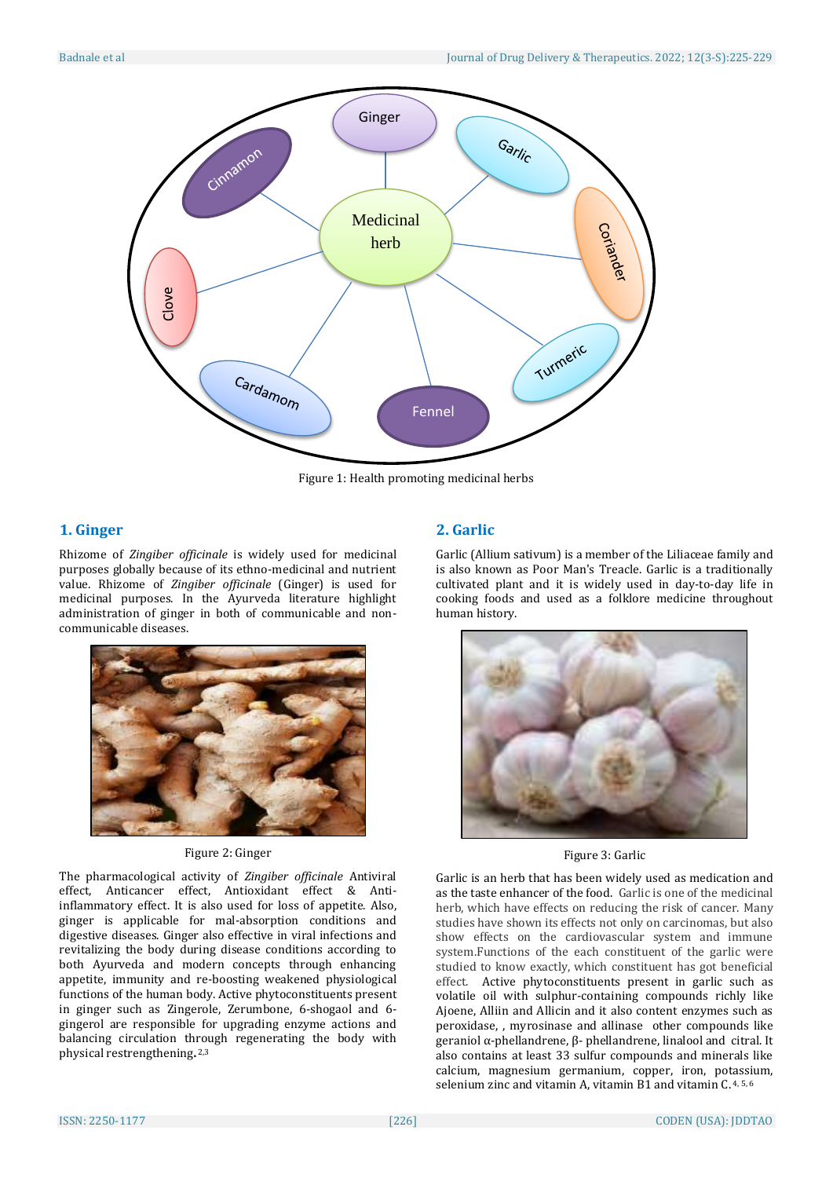Figure 1: Health promoting medicinal herbs

## 1. Ginger

Rhizome of *Zingiber officinale* is widely used for medicinal purposes globally because of its ethno-medicinal and nutrient value. Rhizome of *Zingiber officinale* (Ginger) is used for medicinal purposes. In the Ayurveda literature highlight administration of ginger in both of communicable and non-communicable diseases.

Figure 2: Ginger

The pharmacological activity of *Zingiber officinale* Antiviral effect, Anticancer effect, Antioxidant effect & Anti-inflammatory effect. It is also used for loss of appetite. Also, ginger is applicable for mal-absorption conditions and digestive diseases. Ginger also effective in viral infections and revitalizing the body during disease conditions according to both Ayurveda and modern concepts through enhancing appetite, immunity and re-boosting weakened physiological functions of the human body. Active phytoconstituents present in ginger such as Zingerole, Zerumbone, 6-shogaol and 6-gingerol are responsible for upgrading enzyme actions and balancing circulation through regenerating the body with physical restrengthening**.** [2,3]

## 2. Garlic

Garlic (Allium sativum) is a member of the Liliaceae family and is also known as Poor Man's Treacle. Garlic is a traditionally cultivated plant and it is widely used in day-to-day life in cooking foods and used as a folklore medicine throughout human history.

Figure 3: Garlic

Garlic is an herb that has been widely used as medication and as the taste enhancer of the food. Garlic is one of the medicinal herb, which have effects on reducing the risk of cancer. Many studies have shown its effects not only on carcinomas, but also show effects on the cardiovascular system and immune system.Functions of the each constituent of the garlic were studied to know exactly, which constituent has got beneficial effect. Active phytoconstituents present in garlic such as volatile oil with sulphur-containing compounds richly like Ajoene, Alliin and Allicin and it also content enzymes such as peroxidase, , myrosinase and allinase other compounds like geraniol α-phellandrene, β- phellandrene, linalool and citral. It also contains at least 33 sulfur compounds and minerals like calcium, magnesium germanium, copper, iron, potassium, selenium zinc and vitamin A, vitamin B1 and vitamin C. [4, 5, 6]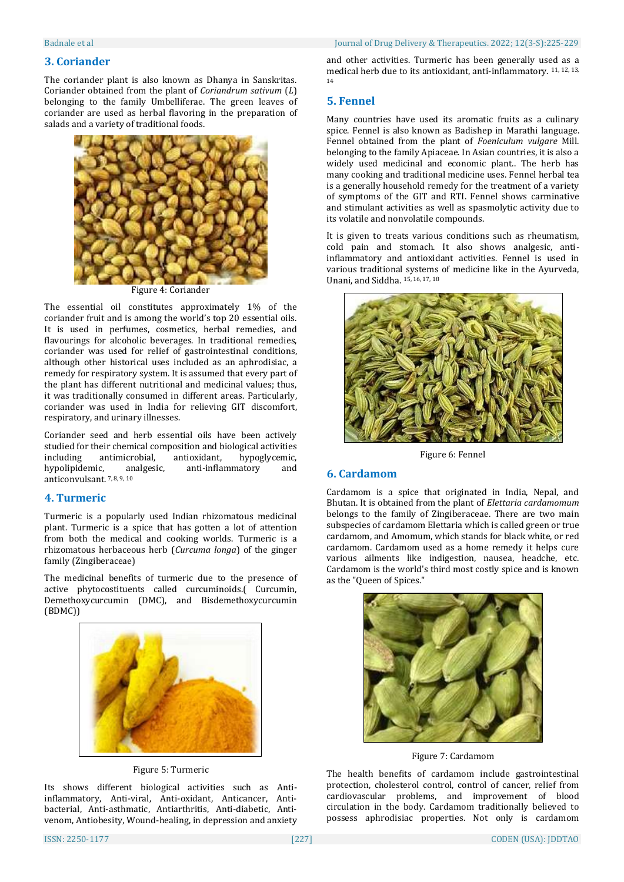## 3. Coriander

The coriander plant is also known as Dhanya in Sanskritas. Coriander obtained from the plant of *Coriandrum sativum* (*L*) belonging to the family Umbelliferae. The green leaves of coriander are used as herbal flavoring in the preparation of salads and a variety of traditional foods.

Figure 4: Coriander

The essential oil constitutes approximately 1% of the coriander fruit and is among the world's top 20 essential oils. It is used in perfumes, cosmetics, herbal remedies, and flavourings for alcoholic beverages. In traditional remedies, coriander was used for relief of gastrointestinal conditions, although other historical uses included as an aphrodisiac, a remedy for respiratory system. It is assumed that every part of the plant has different nutritional and medicinal values; thus, it was traditionally consumed in different areas. Particularly, coriander was used in India for relieving GIT discomfort, respiratory, and urinary illnesses.

Coriander seed and herb essential oils have been actively studied for their chemical composition and biological activities including antimicrobial, antioxidant, hypoglycemic, hypolipidemic, analgesic, anti-inflammatory and anticonvulsant. [7, 8, 9, 10]

## 4. Turmeric

Turmeric is a popularly used Indian rhizomatous medicinal plant. Turmeric is a spice that has gotten a lot of attention from both the medical and cooking worlds. Turmeric is a rhizomatous herbaceous herb (*Curcuma longa*) of the ginger family (Zingiberaceae)

The medicinal benefits of turmeric due to the presence of active phytocostituents called curcuminoids.( Curcumin, Demethoxycurcumin (DMC), and Bisdemethoxycurcumin (BDMC))

Figure 5: Turmeric

Its shows different biological activities such as Anti-inflammatory, Anti-viral, Anti-oxidant, Anticancer, Anti-bacterial, Anti-asthmatic, Antiarthritis, Anti-diabetic, Anti-venom, Antiobesity, Wound-healing, in depression and anxiety and other activities. Turmeric has been generally used as a medical herb due to its antioxidant, anti-inflammatory. [11, 12, 13, 14]

## 5. Fennel

Many countries have used its aromatic fruits as a culinary spice. Fennel is also known as Badishep in Marathi language. Fennel obtained from the plant of *Foeniculum vulgare* Mill. belonging to the family Apiaceae. In Asian countries, it is also a widely used medicinal and economic plant.. The herb has many cooking and traditional medicine uses. Fennel herbal tea is a generally household remedy for the treatment of a variety of symptoms of the GIT and RTI. Fennel shows carminative and stimulant activities as well as spasmolytic activity due to its volatile and nonvolatile compounds.

It is given to treats various conditions such as rheumatism, cold pain and stomach. It also shows analgesic, anti-inflammatory and antioxidant activities. Fennel is used in various traditional systems of medicine like in the Ayurveda, Unani, and Siddha. [15, 16, 17, 18]

Figure 6: Fennel

## 6. Cardamom

Cardamom is a spice that originated in India, Nepal, and Bhutan. It is obtained from the plant of *Elettaria cardamomum* belongs to the family of Zingiberaceae. There are two main subspecies of cardamom Elettaria which is called green or true cardamom, and Amomum, which stands for black white, or red cardamom. Cardamom used as a home remedy it helps cure various ailments like indigestion, nausea, headche, etc. Cardamom is the world's third most costly spice and is known as the "Queen of Spices."

Figure 7: Cardamom

The health benefits of cardamom include gastrointestinal protection, cholesterol control, control of cancer, relief from cardiovascular problems, and improvement of blood circulation in the body. Cardamom traditionally believed to possess aphrodisiac properties. Not only is cardamom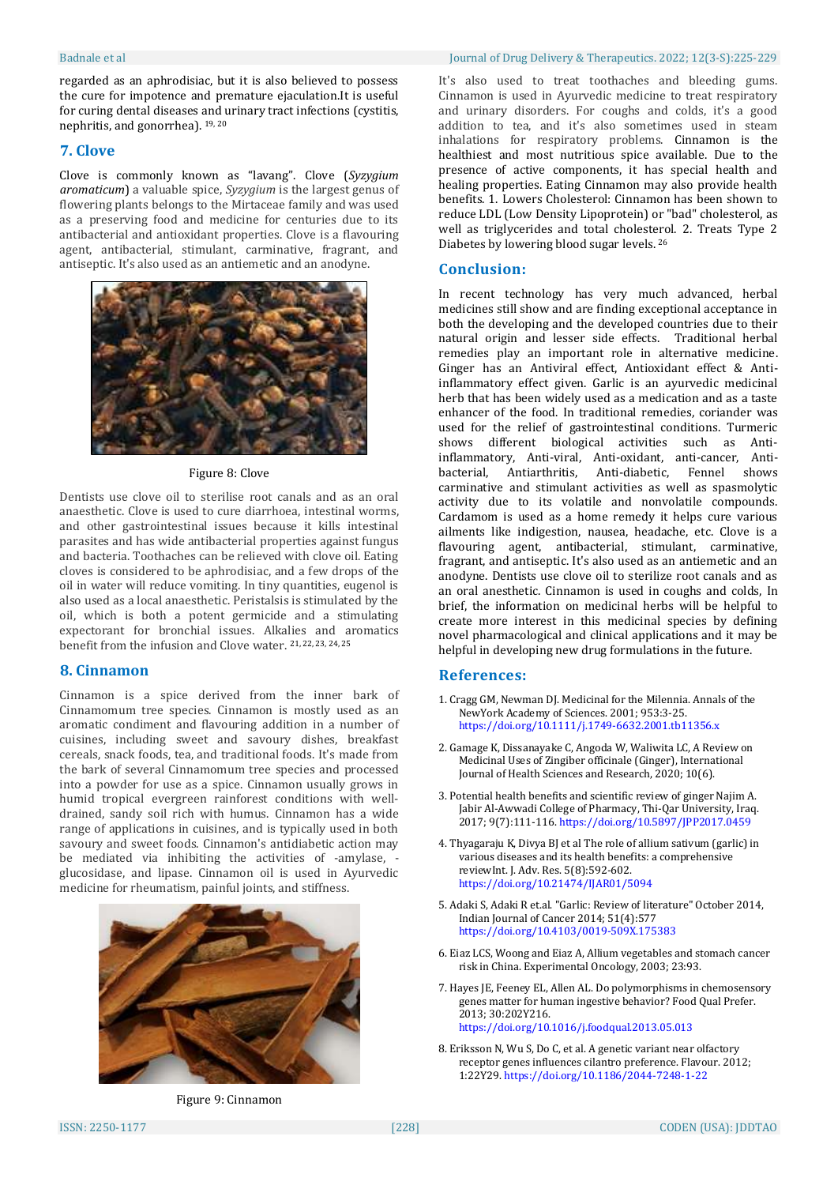regarded as an aphrodisiac, but it is also believed to possess the cure for impotence and premature ejaculation.It is useful for curing dental diseases and urinary tract infections (cystitis, nephritis, and gonorrhea). [19, 20]

## 7. Clove

Clove is commonly known as "lavang". Clove (*Syzygium aromaticum*) a valuable spice, *Syzygium* is the largest genus of flowering plants belongs to the Mirtaceae family and was used as a preserving food and medicine for centuries due to its antibacterial and antioxidant properties. Clove is a flavouring agent, antibacterial, stimulant, carminative, fragrant, and antiseptic. It's also used as an antiemetic and an anodyne.

Figure 8: Clove

Dentists use clove oil to sterilise root canals and as an oral anaesthetic. Clove is used to cure diarrhoea, intestinal worms, and other gastrointestinal issues because it kills intestinal parasites and has wide antibacterial properties against fungus and bacteria. Toothaches can be relieved with clove oil. Eating cloves is considered to be aphrodisiac, and a few drops of the oil in water will reduce vomiting. In tiny quantities, eugenol is also used as a local anaesthetic. Peristalsis is stimulated by the oil, which is both a potent germicide and a stimulating expectorant for bronchial issues. Alkalies and aromatics benefit from the infusion and Clove water. [21, 22, 23, 24, 25]

## 8. Cinnamon

Cinnamon is a spice derived from the inner bark of Cinnamomum tree species. Cinnamon is mostly used as an aromatic condiment and flavouring addition in a number of cuisines, including sweet and savoury dishes, breakfast cereals, snack foods, tea, and traditional foods. It's made from the bark of several Cinnamomum tree species and processed into a powder for use as a spice. Cinnamon usually grows in humid tropical evergreen rainforest conditions with well-drained, sandy soil rich with humus. Cinnamon has a wide range of applications in cuisines, and is typically used in both savoury and sweet foods. Cinnamon's antidiabetic action may be mediated via inhibiting the activities of -amylase, -glucosidase, and lipase. Cinnamon oil is used in Ayurvedic medicine for rheumatism, painful joints, and stiffness.

Figure 9: Cinnamon

It's also used to treat toothaches and bleeding gums. Cinnamon is used in Ayurvedic medicine to treat respiratory and urinary disorders. For coughs and colds, it's a good addition to tea, and it's also sometimes used in steam inhalations for respiratory problems. Cinnamon is the healthiest and most nutritious spice available. Due to the presence of active components, it has special health and healing properties. Eating Cinnamon may also provide health benefits. 1. Lowers Cholesterol: Cinnamon has been shown to reduce LDL (Low Density Lipoprotein) or "bad" cholesterol, as well as triglycerides and total cholesterol. 2. Treats Type 2 Diabetes by lowering blood sugar levels. [26]

## Conclusion:

In recent technology has very much advanced, herbal medicines still show and are finding exceptional acceptance in both the developing and the developed countries due to their natural origin and lesser side effects. Traditional herbal remedies play an important role in alternative medicine. Ginger has an Antiviral effect, Antioxidant effect & Anti-inflammatory effect given. Garlic is an ayurvedic medicinal herb that has been widely used as a medication and as a taste enhancer of the food. In traditional remedies, coriander was used for the relief of gastrointestinal conditions. Turmeric shows different biological activities such as Anti-inflammatory, Anti-viral, Anti-oxidant, anti-cancer, Anti-bacterial, Antiarthritis, Anti-diabetic, Fennel shows carminative and stimulant activities as well as spasmolytic activity due to its volatile and nonvolatile compounds. Cardamom is used as a home remedy it helps cure various ailments like indigestion, nausea, headache, etc. Clove is a flavouring agent, antibacterial, stimulant, carminative, fragrant, and antiseptic. It's also used as an antiemetic and an anodyne. Dentists use clove oil to sterilize root canals and as an oral anesthetic. Cinnamon is used in coughs and colds, In brief, the information on medicinal herbs will be helpful to create more interest in this medicinal species by defining novel pharmacological and clinical applications and it may be helpful in developing new drug formulations in the future.

## References:

1. Cragg GM, Newman DJ. Medicinal for the Milennia. Annals of the NewYork Academy of Sciences. 2001; 953:3-25. https://doi.org/10.1111/j.1749-6632.2001.tb11356.x

2. Gamage K, Dissanayake C, Angoda W, Waliwita LC, A Review on Medicinal Uses of Zingiber officinale (Ginger), International Journal of Health Sciences and Research, 2020; 10(6).

3. Potential health benefits and scientific review of ginger Najim A. Jabir Al-Awwadi College of Pharmacy, Thi-Qar University, Iraq. 2017; 9(7):111-116. https://doi.org/10.5897/JPP2017.0459

4. Thyagaraju K, Divya BJ et al The role of allium sativum (garlic) in various diseases and its health benefits: a comprehensive reviewInt. J. Adv. Res. 5(8):592-602. https://doi.org/10.21474/IJAR01/5094

5. Adaki S, Adaki R et.al. "Garlic: Review of literature" October 2014, Indian Journal of Cancer 2014; 51(4):577 https://doi.org/10.4103/0019-509X.175383

6. Eiaz LCS, Woong and Eiaz A, Allium vegetables and stomach cancer risk in China. Experimental Oncology, 2003; 23:93.

7. Hayes JE, Feeney EL, Allen AL. Do polymorphisms in chemosensory genes matter for human ingestive behavior? Food Qual Prefer. 2013; 30:202Y216. https://doi.org/10.1016/j.foodqual.2013.05.013

8. Eriksson N, Wu S, Do C, et al. A genetic variant near olfactory receptor genes influences cilantro preference. Flavour. 2012; 1:22Y29. https://doi.org/10.1186/2044-7248-1-22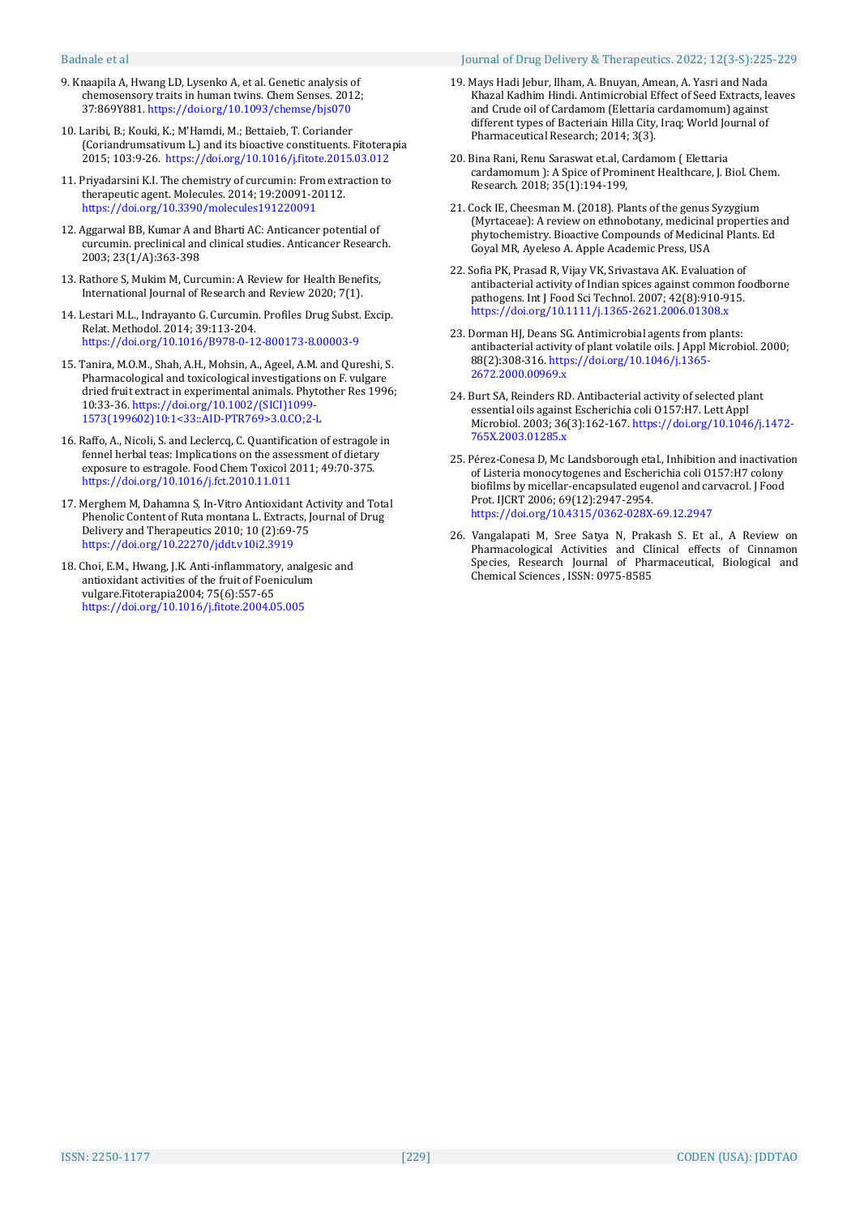9. Knaapila A, Hwang LD, Lysenko A, et al. Genetic analysis of chemosensory traits in human twins. Chem Senses. 2012; 37:869Y881. https://doi.org/10.1093/chemse/bjs070

10. Laribi, B.; Kouki, K.; M'Hamdi, M.; Bettaieb, T. Coriander (Coriandrumsativum L.) and its bioactive constituents. Fitoterapia 2015; 103:9-26. https://doi.org/10.1016/j.fitote.2015.03.012

11. Priyadarsini K.I. The chemistry of curcumin: From extraction to therapeutic agent. Molecules. 2014; 19:20091-20112. https://doi.org/10.3390/molecules191220091

12. Aggarwal BB, Kumar A and Bharti AC: Anticancer potential of curcumin. preclinical and clinical studies. Anticancer Research. 2003; 23(1/A):363-398

13. Rathore S, Mukim M, Curcumin: A Review for Health Benefits, International Journal of Research and Review 2020; 7(1).

14. Lestari M.L., Indrayanto G. Curcumin. Profiles Drug Subst. Excip. Relat. Methodol. 2014; 39:113-204. https://doi.org/10.1016/B978-0-12-800173-8.00003-9

15. Tanira, M.O.M., Shah, A.H., Mohsin, A., Ageel, A.M. and Qureshi, S. Pharmacological and toxicological investigations on F. vulgare dried fruit extract in experimental animals. Phytother Res 1996; 10:33-36. https://doi.org/10.1002/(SICI)1099-1573(199602)10:1<33::AID-PTR769>3.0.CO;2-L

16. Raffo, A., Nicoli, S. and Leclercq, C. Quantification of estragole in fennel herbal teas: Implications on the assessment of dietary exposure to estragole. Food Chem Toxicol 2011; 49:70-375. https://doi.org/10.1016/j.fct.2010.11.011

17. Merghem M, Dahamna S, In-Vitro Antioxidant Activity and Total Phenolic Content of Ruta montana L. Extracts, Journal of Drug Delivery and Therapeutics 2010; 10 (2):69-75 https://doi.org/10.22270/jddt.v10i2.3919

18. Choi, E.M., Hwang, J.K. Anti-inflammatory, analgesic and antioxidant activities of the fruit of Foeniculum vulgare.Fitoterapia2004; 75(6):557-65 https://doi.org/10.1016/j.fitote.2004.05.005

19. Mays Hadi Jebur, Ilham, A. Bnuyan, Amean, A. Yasri and Nada Khazal Kadhim Hindi. Antimicrobial Effect of Seed Extracts, leaves and Crude oil of Cardamom (Elettaria cardamomum) against different types of Bacteriain Hilla City, Iraq; World Journal of Pharmaceutical Research; 2014; 3(3).

20. Bina Rani, Renu Saraswat et.al, Cardamom ( Elettaria cardamomum ): A Spice of Prominent Healthcare, J. Biol. Chem. Research. 2018; 35(1):194-199,

21. Cock IE, Cheesman M. (2018). Plants of the genus Syzygium (Myrtaceae): A review on ethnobotany, medicinal properties and phytochemistry. Bioactive Compounds of Medicinal Plants. Ed Goyal MR, Ayeleso A. Apple Academic Press, USA

22. Sofia PK, Prasad R, Vijay VK, Srivastava AK. Evaluation of antibacterial activity of Indian spices against common foodborne pathogens. Int J Food Sci Technol. 2007; 42(8):910-915. https://doi.org/10.1111/j.1365-2621.2006.01308.x

23. Dorman HJ, Deans SG. Antimicrobial agents from plants: antibacterial activity of plant volatile oils. J Appl Microbiol. 2000; 88(2):308-316. https://doi.org/10.1046/j.1365-2672.2000.00969.x

24. Burt SA, Reinders RD. Antibacterial activity of selected plant essential oils against Escherichia coli O157:H7. Lett Appl Microbiol. 2003; 36(3):162-167. https://doi.org/10.1046/j.1472-765X.2003.01285.x

25. Pérez-Conesa D, Mc Landsborough etal., Inhibition and inactivation of Listeria monocytogenes and Escherichia coli O157:H7 colony biofilms by micellar-encapsulated eugenol and carvacrol. J Food Prot. IJCRT 2006; 69(12):2947-2954. https://doi.org/10.4315/0362-028X-69.12.2947

26. Vangalapati M, Sree Satya N, Prakash S. Et al., A Review on Pharmacological Activities and Clinical effects of Cinnamon Species, Research Journal of Pharmaceutical, Biological and Chemical Sciences , ISSN: 0975-8585